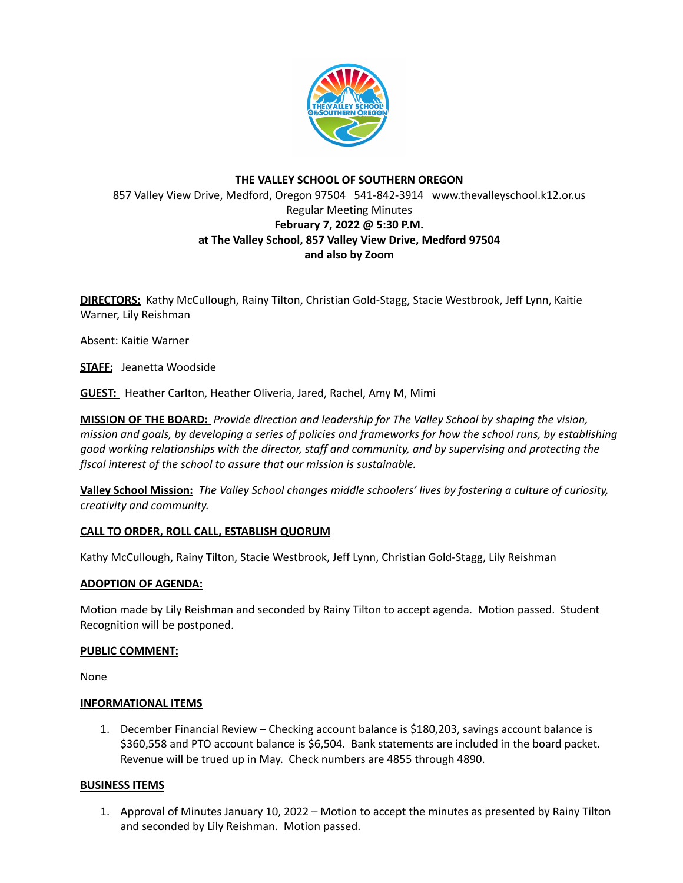**THE VALLEY SCHOOL OF SOUTHERN OREGON**

857 Valley View Drive, Medford, Oregon 97504 541-842-3914 www.thevalleyschool.k12.or.us

Regular Meeting Minutes

**February 7, 2022 @ 5:30 P.M.**

**at The Valley School, 857 Valley View Drive, Medford 97504**

**and also by Zoom**

**DIRECTORS:** Kathy McCullough, Rainy Tilton, Christian Gold-Stagg, Stacie Westbrook, Jeff Lynn, Kaitie Warner, Lily Reishman

Absent: Kaitie Warner

**STAFF:** Jeanetta Woodside

**GUEST:** Heather Carlton, Heather Oliveria, Jared, Rachel, Amy M, Mimi

**MISSION OF THE BOARD:** *Provide direction and leadership for The Valley School by shaping the vision, mission and goals, by developing a series of policies and frameworks for how the school runs, by establishing good working relationships with the director, staff and community, and by supervising and protecting the fiscal interest of the school to assure that our mission is sustainable.*

**Valley School Mission:** *The Valley School changes middle schoolers' lives by fostering a culture of curiosity, creativity and community.*

**CALL TO ORDER, ROLL CALL, ESTABLISH QUORUM**

Kathy McCullough, Rainy Tilton, Stacie Westbrook, Jeff Lynn, Christian Gold-Stagg, Lily Reishman

**ADOPTION OF AGENDA:**

Motion made by Lily Reishman and seconded by Rainy Tilton to accept agenda. Motion passed. Student Recognition will be postponed.

**PUBLIC COMMENT:**

None

**INFORMATIONAL ITEMS**

1. December Financial Review – Checking account balance is $180,203, savings account balance is $360,558 and PTO account balance is $6,504. Bank statements are included in the board packet. Revenue will be trued up in May. Check numbers are 4855 through 4890.

**BUSINESS ITEMS**

1. Approval of Minutes January 10, 2022 – Motion to accept the minutes as presented by Rainy Tilton and seconded by Lily Reishman. Motion passed.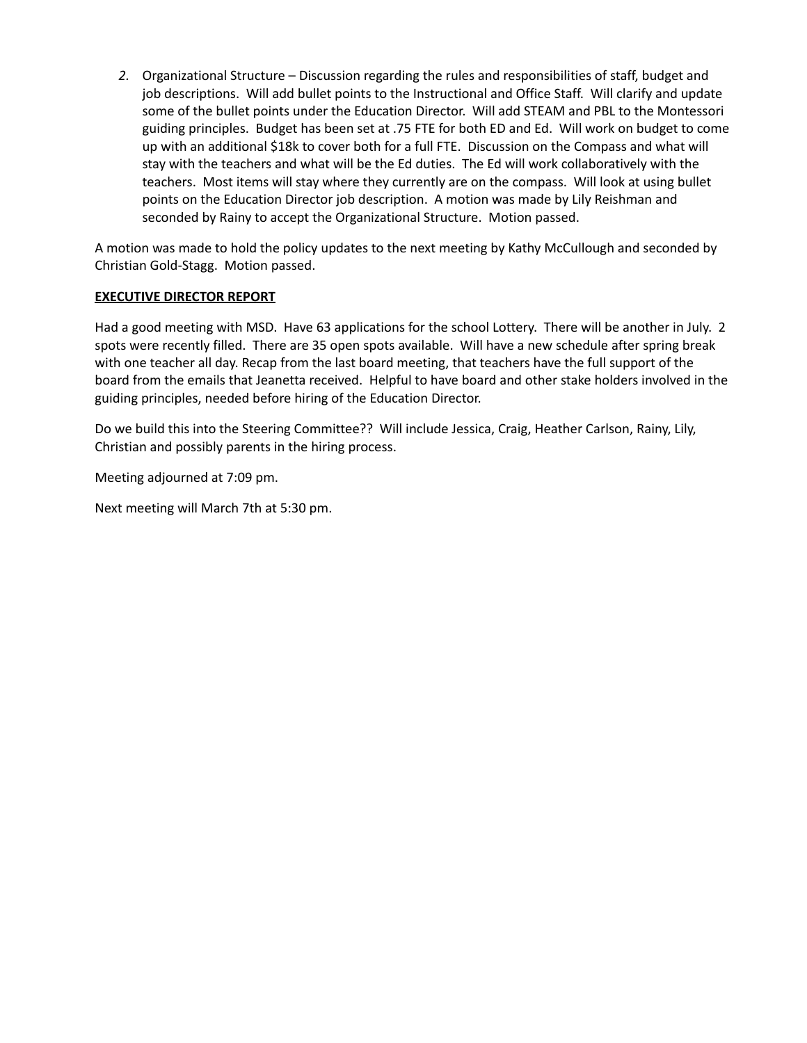2. Organizational Structure – Discussion regarding the rules and responsibilities of staff, budget and job descriptions. Will add bullet points to the Instructional and Office Staff. Will clarify and update some of the bullet points under the Education Director. Will add STEAM and PBL to the Montessori guiding principles. Budget has been set at .75 FTE for both ED and Ed. Will work on budget to come up with an additional $18k to cover both for a full FTE. Discussion on the Compass and what will stay with the teachers and what will be the Ed duties. The Ed will work collaboratively with the teachers. Most items will stay where they currently are on the compass. Will look at using bullet points on the Education Director job description. A motion was made by Lily Reishman and seconded by Rainy to accept the Organizational Structure. Motion passed.

A motion was made to hold the policy updates to the next meeting by Kathy McCullough and seconded by Christian Gold-Stagg. Motion passed.

**EXECUTIVE DIRECTOR REPORT**

Had a good meeting with MSD. Have 63 applications for the school Lottery. There will be another in July. 2 spots were recently filled. There are 35 open spots available. Will have a new schedule after spring break with one teacher all day. Recap from the last board meeting, that teachers have the full support of the board from the emails that Jeanetta received. Helpful to have board and other stake holders involved in the guiding principles, needed before hiring of the Education Director.

Do we build this into the Steering Committee?? Will include Jessica, Craig, Heather Carlson, Rainy, Lily, Christian and possibly parents in the hiring process.

Meeting adjourned at 7:09 pm.

Next meeting will March 7th at 5:30 pm.